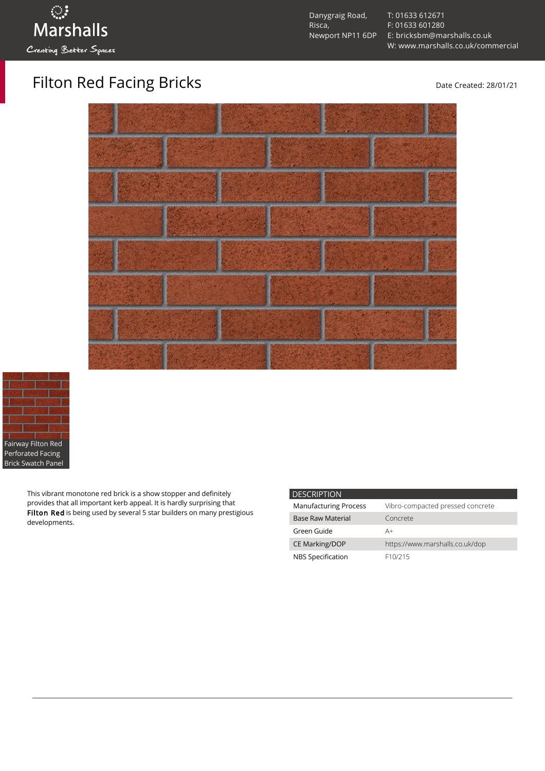Danygraig Road,
Risca,
Newport NP11 6DP

T: 01633 612671
F: 01633 601280
E: bricksbm@marshalls.co.uk
W: www.marshalls.co.uk/commercial

# Filton Red Facing Bricks

Date Created: 28/01/21

Fairway Filton Red Perforated Facing Brick Swatch Panel

This vibrant monotone red brick is a show stopper and definitely provides that all important kerb appeal. It is hardly surprising that Filton Red is being used by several 5 star builders on many prestigious developments.

| DESCRIPTION | |
|---|---|
| Manufacturing Process | Vibro-compacted pressed concrete |
| Base Raw Material | Concrete |
| Green Guide | A+ |
| CE Marking/DOP | https://www.marshalls.co.uk/dop |
| NBS Specification | F10/215 |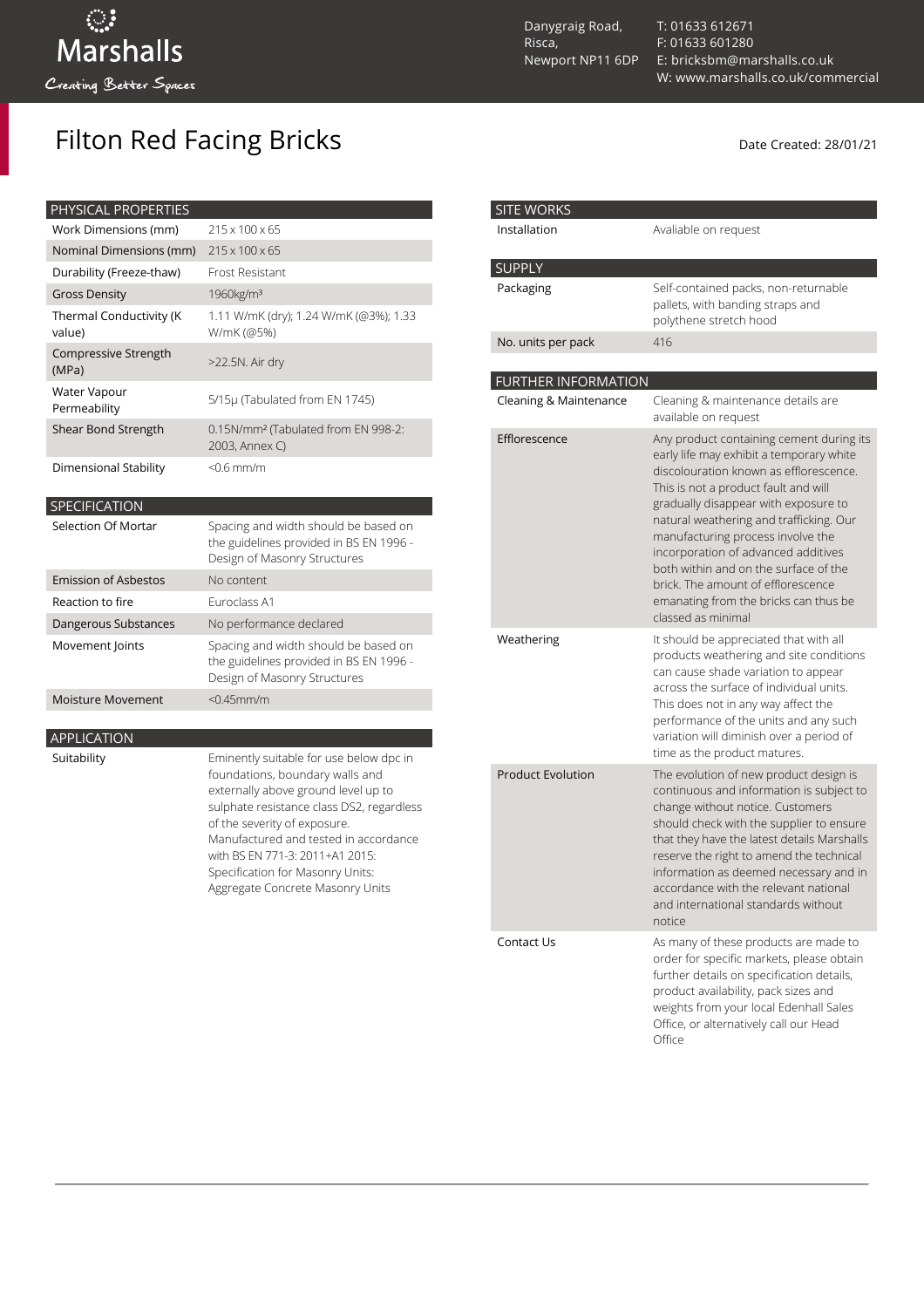Danygraig Road,
Risca,
Newport NP11 6DP

T: 01633 612671
F: 01633 601280
E: bricksbm@marshalls.co.uk
W: www.marshalls.co.uk/commercial

# Filton Red Facing Bricks

Date Created: 28/01/21

| PHYSICAL PROPERTIES | |
|---|---|
| Work Dimensions (mm) | 215 x 100 x 65 |
| Nominal Dimensions (mm) | 215 x 100 x 65 |
| Durability (Freeze-thaw) | Frost Resistant |
| Gross Density | 1960kg/m³ |
| Thermal Conductivity (K value) | 1.11 W/mK (dry); 1.24 W/mK (@3%); 1.33 W/mK (@5%) |
| Compressive Strength (MPa) | >22.5N. Air dry |
| Water Vapour Permeability | 5/15μ (Tabulated from EN 1745) |
| Shear Bond Strength | 0.15N/mm² (Tabulated from EN 998-2: 2003, Annex C) |
| Dimensional Stability | <0.6 mm/m |

| SPECIFICATION | |
|---|---|
| Selection Of Mortar | Spacing and width should be based on the guidelines provided in BS EN 1996 - Design of Masonry Structures |
| Emission of Asbestos | No content |
| Reaction to fire | Euroclass A1 |
| Dangerous Substances | No performance declared |
| Movement Joints | Spacing and width should be based on the guidelines provided in BS EN 1996 - Design of Masonry Structures |
| Moisture Movement | <0.45mm/m |

| APPLICATION | |
|---|---|
| Suitability | Eminently suitable for use below dpc in foundations, boundary walls and externally above ground level up to sulphate resistance class DS2, regardless of the severity of exposure. Manufactured and tested in accordance with BS EN 771-3: 2011+A1 2015: Specification for Masonry Units: Aggregate Concrete Masonry Units |

| SITE WORKS | |
|---|---|
| Installation | Avaliable on request |

| SUPPLY | |
|---|---|
| Packaging | Self-contained packs, non-returnable pallets, with banding straps and polythene stretch hood |
| No. units per pack | 416 |

| FURTHER INFORMATION | |
|---|---|
| Cleaning & Maintenance | Cleaning & maintenance details are available on request |
| Efflorescence | Any product containing cement during its early life may exhibit a temporary white discolouration known as efflorescence. This is not a product fault and will gradually disappear with exposure to natural weathering and trafficking. Our manufacturing process involve the incorporation of advanced additives both within and on the surface of the brick. The amount of efflorescence emanating from the bricks can thus be classed as minimal |
| Weathering | It should be appreciated that with all products weathering and site conditions can cause shade variation to appear across the surface of individual units. This does not in any way affect the performance of the units and any such variation will diminish over a period of time as the product matures. |
| Product Evolution | The evolution of new product design is continuous and information is subject to change without notice. Customers should check with the supplier to ensure that they have the latest details Marshalls reserve the right to amend the technical information as deemed necessary and in accordance with the relevant national and international standards without notice |
| Contact Us | As many of these products are made to order for specific markets, please obtain further details on specification details, product availability, pack sizes and weights from your local Edenhall Sales Office, or alternatively call our Head Office |